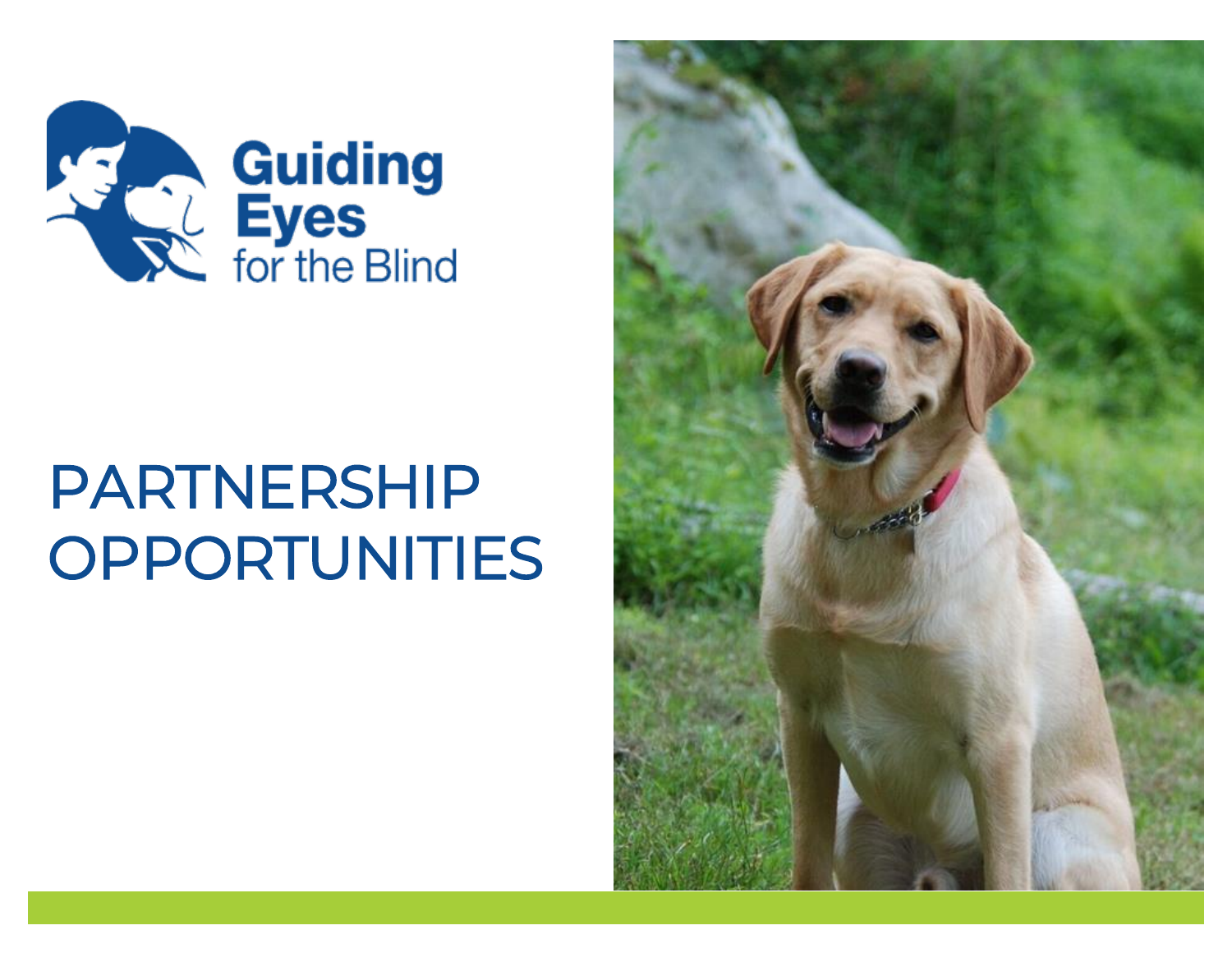Guiding Eyes for the Blind

# PARTNERSHIP OPPORTUNITIES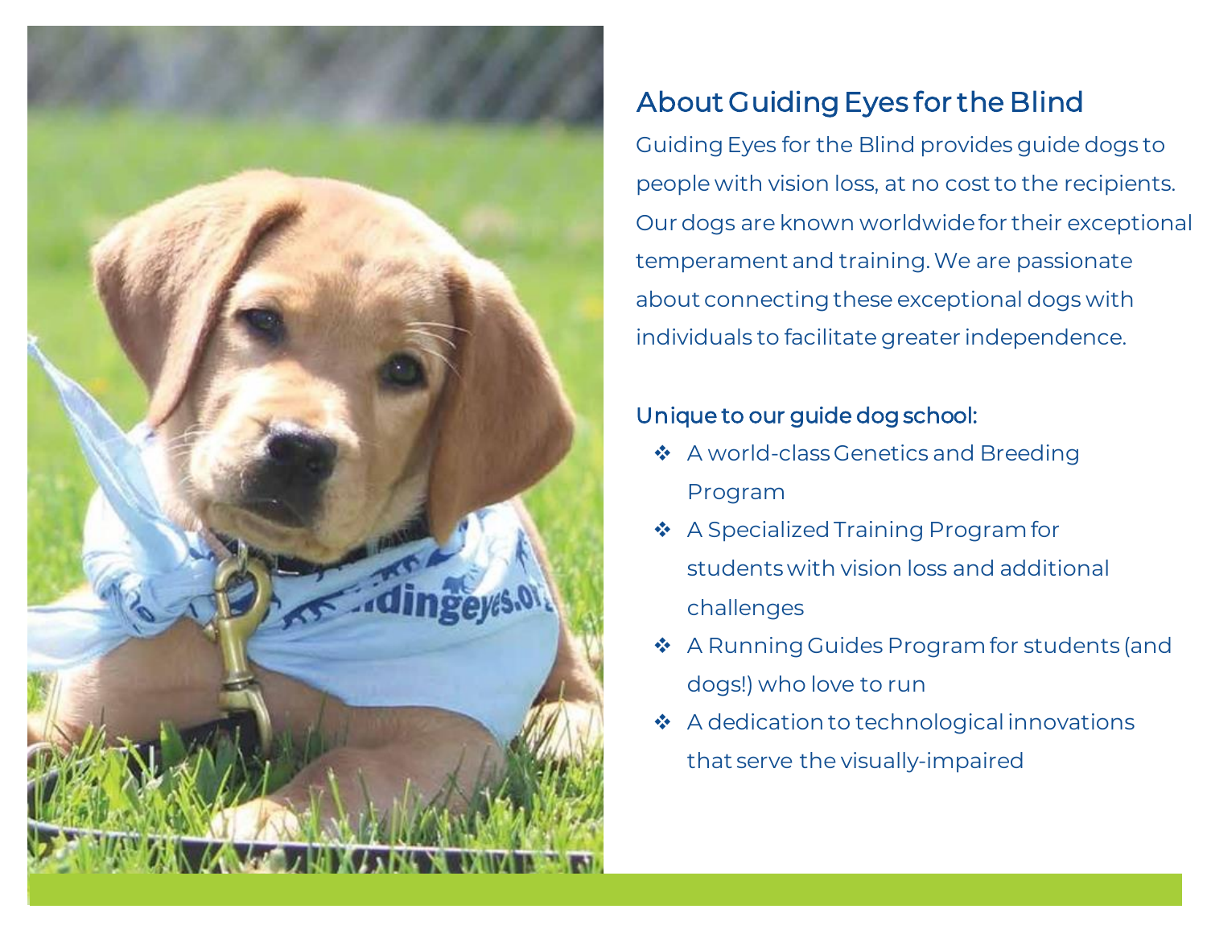## About Guiding Eyes for the Blind

Guiding Eyes for the Blind provides guide dogs to people with vision loss, at no cost to the recipients. Our dogs are known worldwide for their exceptional temperament and training. We are passionate about connecting these exceptional dogs with individuals to facilitate greater independence.

### Unique to our guide dog school:

- A world-class Genetics and Breeding Program
- A Specialized Training Program for students with vision loss and additional challenges
- A Running Guides Program for students (and dogs!) who love to run
- A dedication to technological innovations that serve the visually-impaired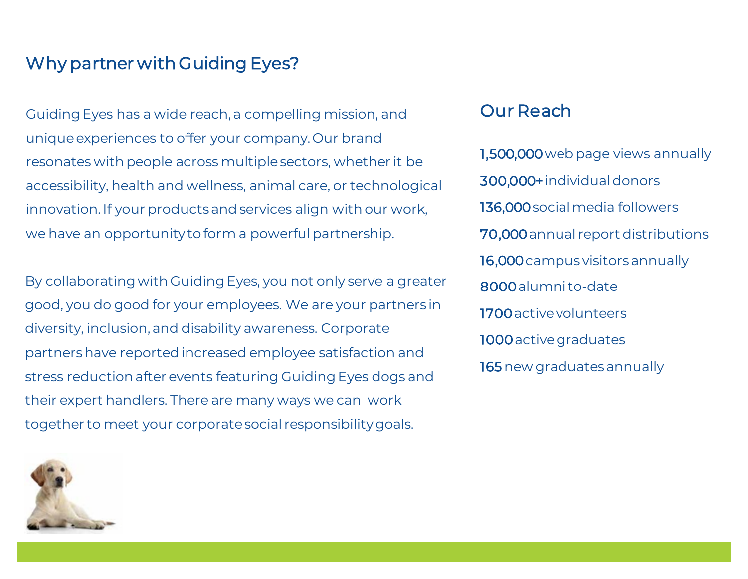## Why partner with Guiding Eyes?

Guiding Eyes has a wide reach, a compelling mission, and unique experiences to offer your company. Our brand resonates with people across multiple sectors, whether it be accessibility, health and wellness, animal care, or technological innovation. If your products and services align with our work, we have an opportunity to form a powerful partnership.

By collaborating with Guiding Eyes, you not only serve a greater good, you do good for your employees. We are your partners in diversity, inclusion, and disability awareness. Corporate partners have reported increased employee satisfaction and stress reduction after events featuring Guiding Eyes dogs and their expert handlers. There are many ways we can work together to meet your corporate social responsibility goals.

### Our Reach

1,500,000 web page views annually

300,000+ individual donors

136,000 social media followers

70,000 annual report distributions

16,000 campus visitors annually

8000 alumni to-date

1700 active volunteers

1000 active graduates

165 new graduates annually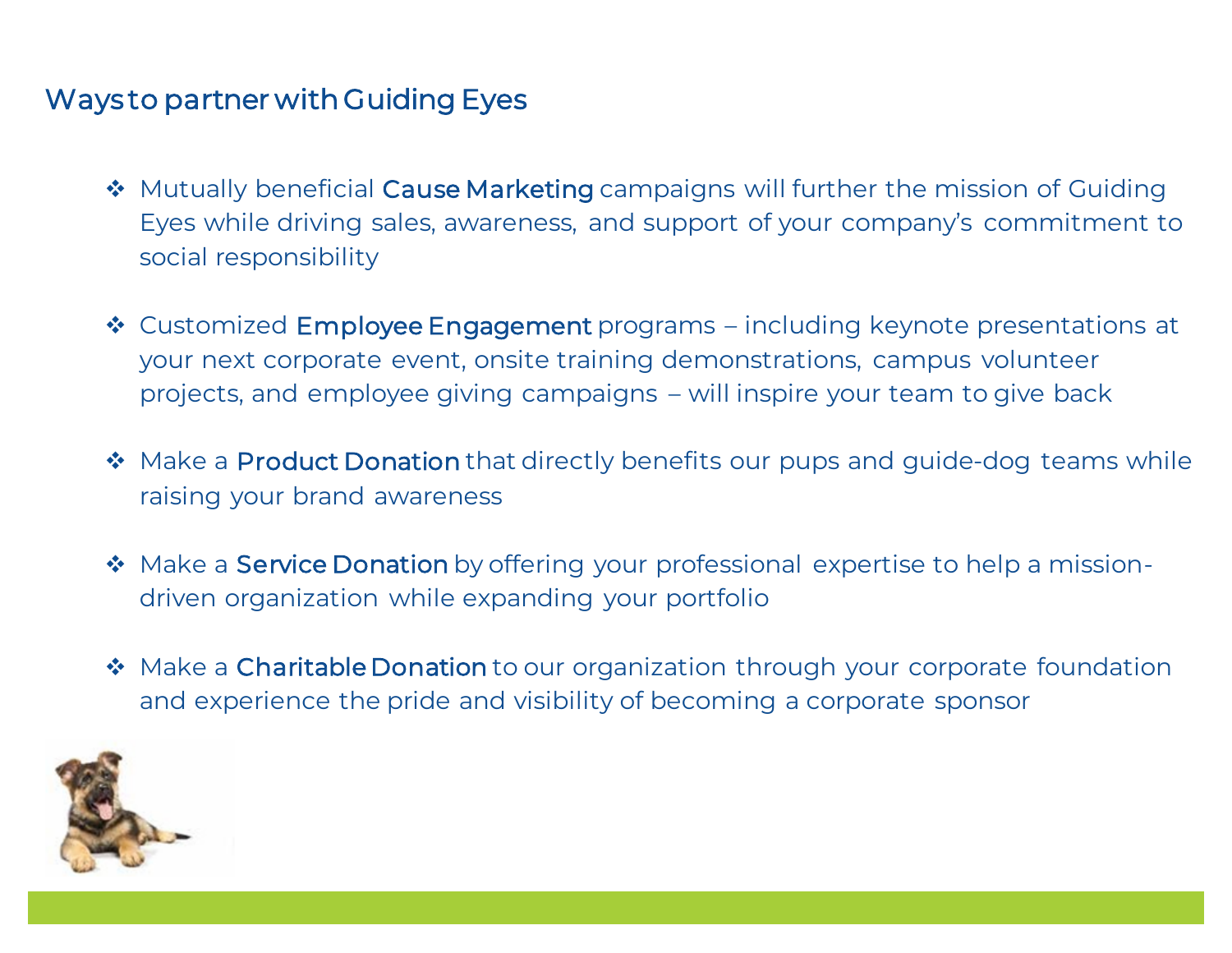## Ways to partner with Guiding Eyes

- Mutually beneficial **Cause Marketing** campaigns will further the mission of Guiding Eyes while driving sales, awareness, and support of your company's commitment to social responsibility

- Customized **Employee Engagement** programs – including keynote presentations at your next corporate event, onsite training demonstrations, campus volunteer projects, and employee giving campaigns – will inspire your team to give back

- Make a **Product Donation** that directly benefits our pups and guide-dog teams while raising your brand awareness

- Make a **Service Donation** by offering your professional expertise to help a mission-driven organization while expanding your portfolio

- Make a **Charitable Donation** to our organization through your corporate foundation and experience the pride and visibility of becoming a corporate sponsor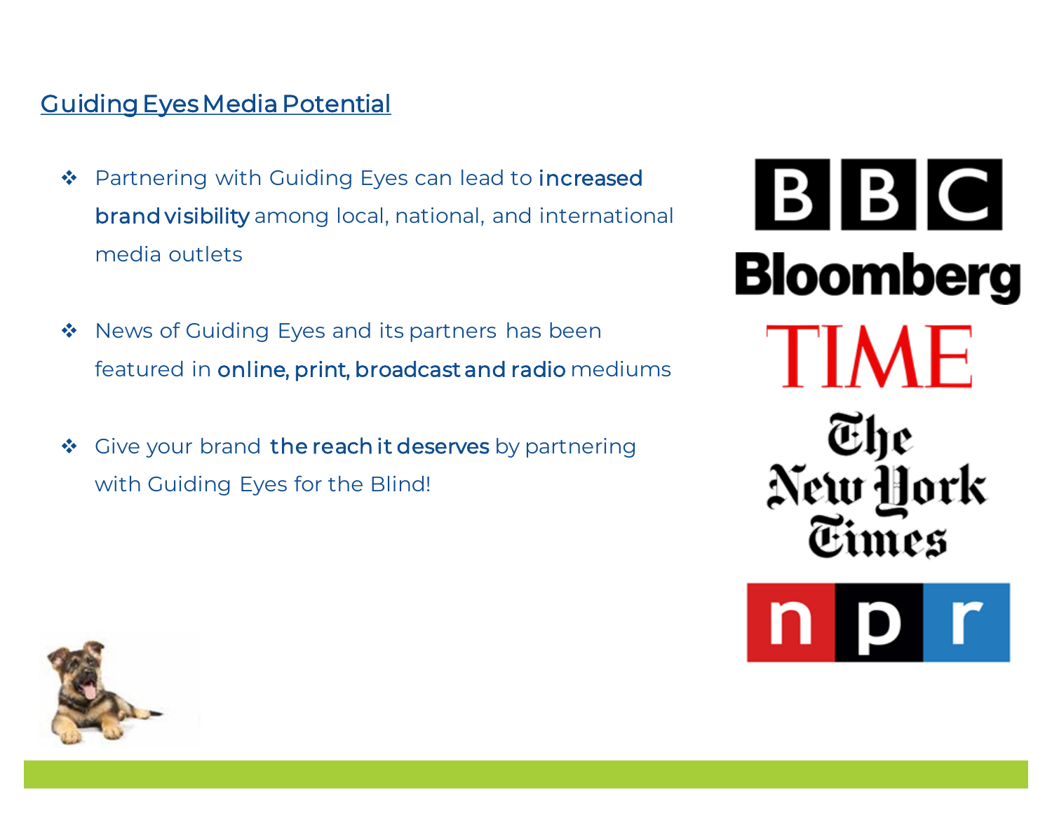## Guiding Eyes Media Potential

- Partnering with Guiding Eyes can lead to **increased brand visibility** among local, national, and international media outlets
- News of Guiding Eyes and its partners has been featured in **online, print, broadcast and radio** mediums
- Give your brand **the reach it deserves** by partnering with Guiding Eyes for the Blind!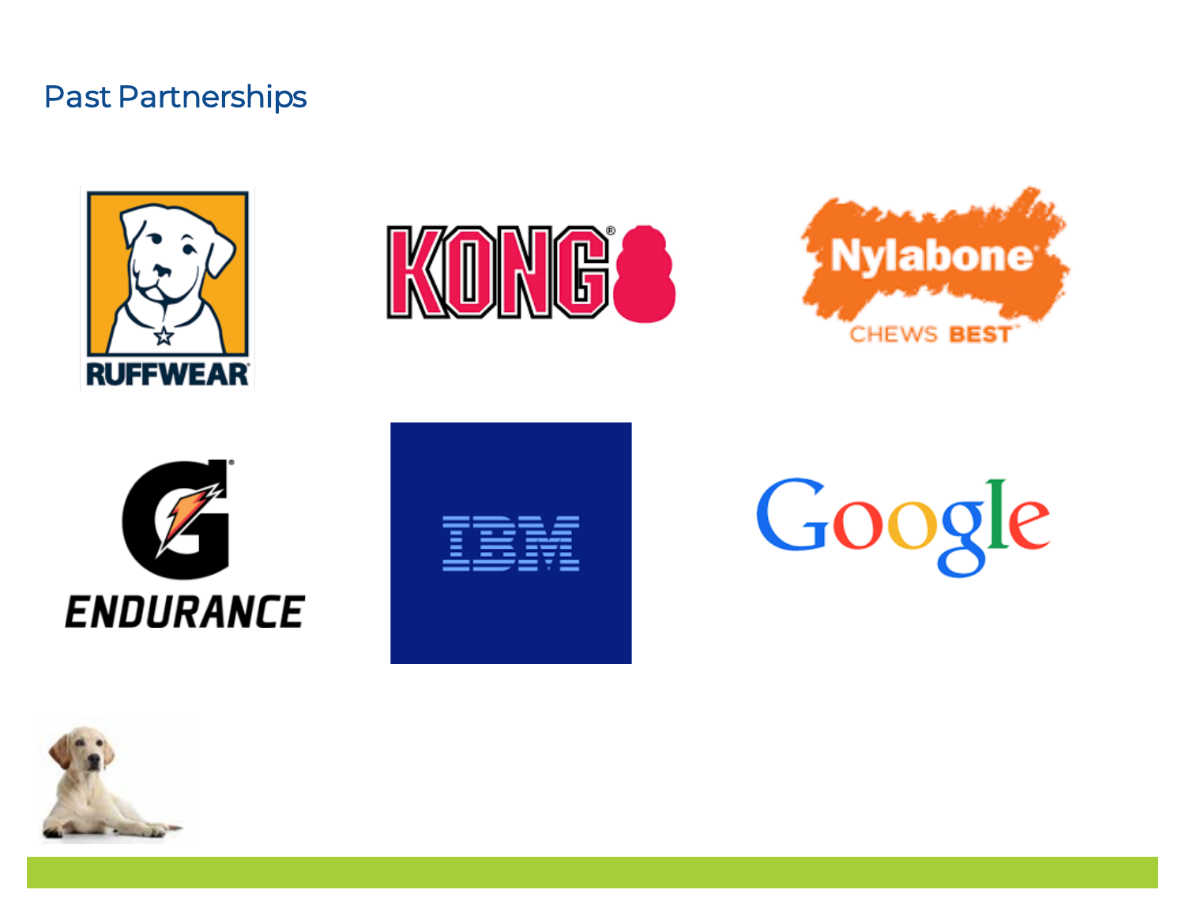## Past Partnerships

RUFFWEAR

KONG

Nylabone CHEWS BEST

ENDURANCE

IBM

Google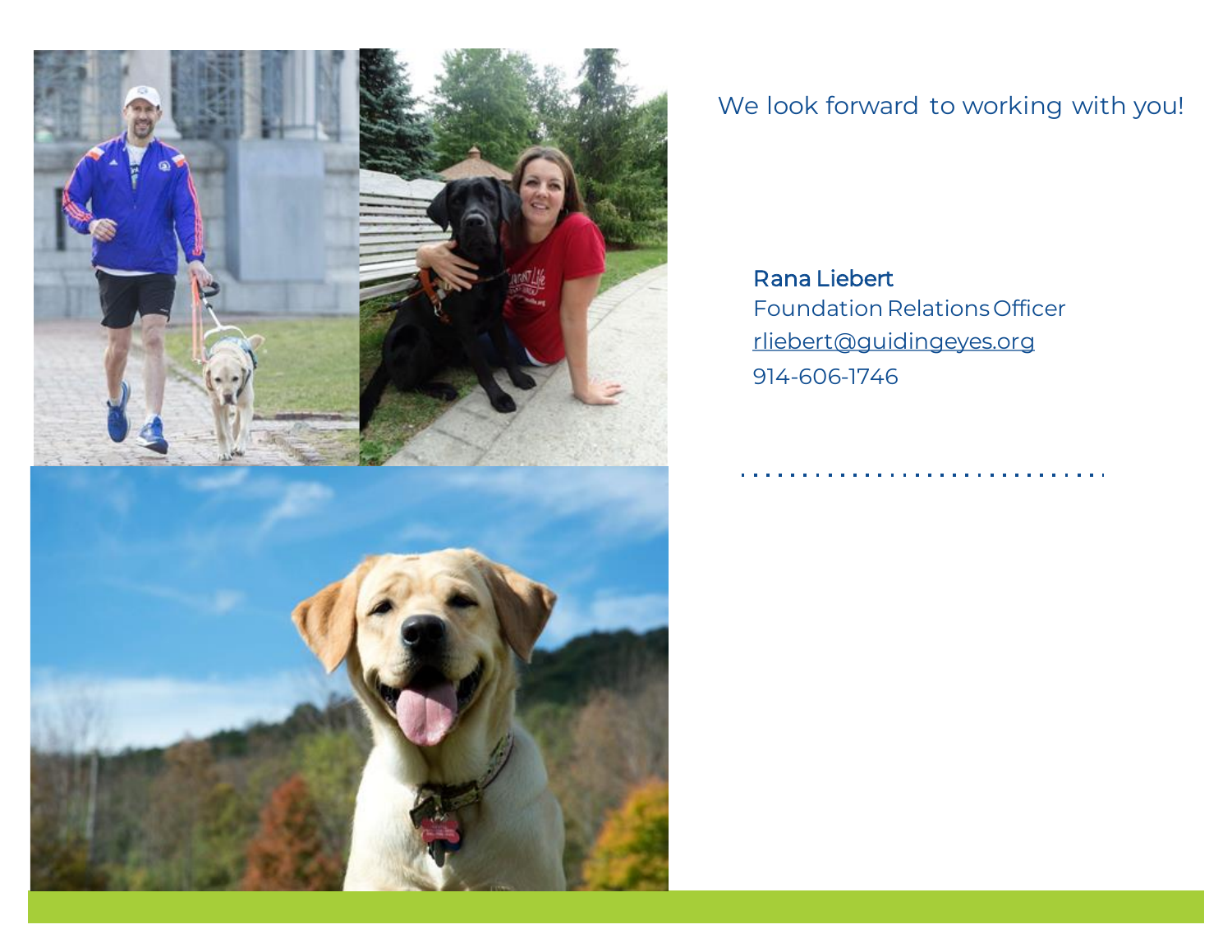We look forward to working with you!

**Rana Liebert**
Foundation Relations Officer
rliebert@guidingeyes.org
914-606-1746